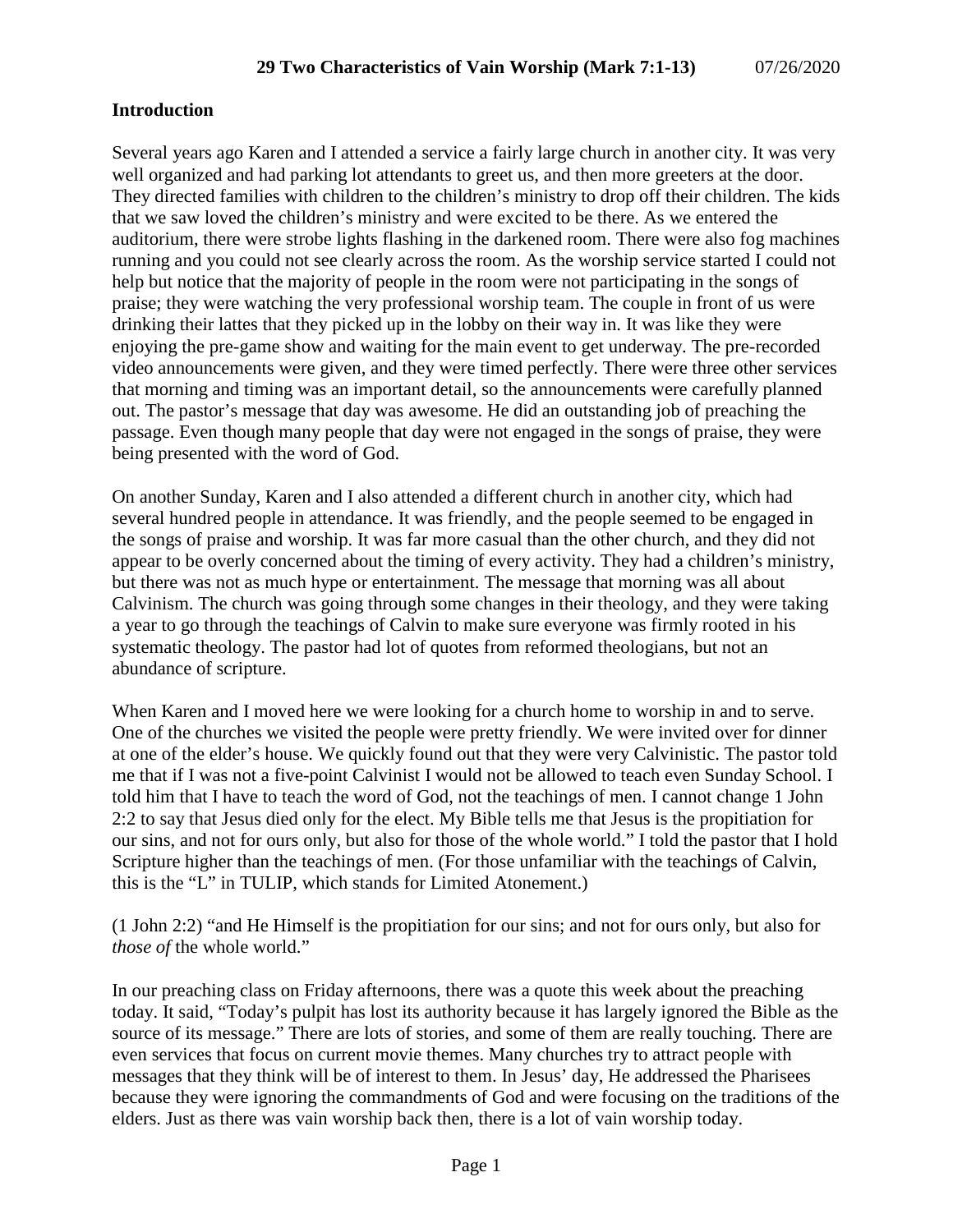**29 Two Characteristics of Vain Worship (Mark 7:1-13)** 07/26/2020

**Introduction**

Several years ago Karen and I attended a service a fairly large church in another city. It was very well organized and had parking lot attendants to greet us, and then more greeters at the door. They directed families with children to the children's ministry to drop off their children. The kids that we saw loved the children's ministry and were excited to be there. As we entered the auditorium, there were strobe lights flashing in the darkened room. There were also fog machines running and you could not see clearly across the room. As the worship service started I could not help but notice that the majority of people in the room were not participating in the songs of praise; they were watching the very professional worship team. The couple in front of us were drinking their lattes that they picked up in the lobby on their way in. It was like they were enjoying the pre-game show and waiting for the main event to get underway. The pre-recorded video announcements were given, and they were timed perfectly. There were three other services that morning and timing was an important detail, so the announcements were carefully planned out. The pastor's message that day was awesome. He did an outstanding job of preaching the passage. Even though many people that day were not engaged in the songs of praise, they were being presented with the word of God.

On another Sunday, Karen and I also attended a different church in another city, which had several hundred people in attendance. It was friendly, and the people seemed to be engaged in the songs of praise and worship. It was far more casual than the other church, and they did not appear to be overly concerned about the timing of every activity. They had a children's ministry, but there was not as much hype or entertainment. The message that morning was all about Calvinism. The church was going through some changes in their theology, and they were taking a year to go through the teachings of Calvin to make sure everyone was firmly rooted in his systematic theology. The pastor had lot of quotes from reformed theologians, but not an abundance of scripture.

When Karen and I moved here we were looking for a church home to worship in and to serve. One of the churches we visited the people were pretty friendly. We were invited over for dinner at one of the elder's house. We quickly found out that they were very Calvinistic. The pastor told me that if I was not a five-point Calvinist I would not be allowed to teach even Sunday School. I told him that I have to teach the word of God, not the teachings of men. I cannot change 1 John 2:2 to say that Jesus died only for the elect. My Bible tells me that Jesus is the propitiation for our sins, and not for ours only, but also for those of the whole world." I told the pastor that I hold Scripture higher than the teachings of men. (For those unfamiliar with the teachings of Calvin, this is the "L" in TULIP, which stands for Limited Atonement.)

(1 John 2:2) "and He Himself is the propitiation for our sins; and not for ours only, but also for *those of* the whole world."

In our preaching class on Friday afternoons, there was a quote this week about the preaching today. It said, "Today's pulpit has lost its authority because it has largely ignored the Bible as the source of its message." There are lots of stories, and some of them are really touching. There are even services that focus on current movie themes. Many churches try to attract people with messages that they think will be of interest to them. In Jesus' day, He addressed the Pharisees because they were ignoring the commandments of God and were focusing on the traditions of the elders. Just as there was vain worship back then, there is a lot of vain worship today.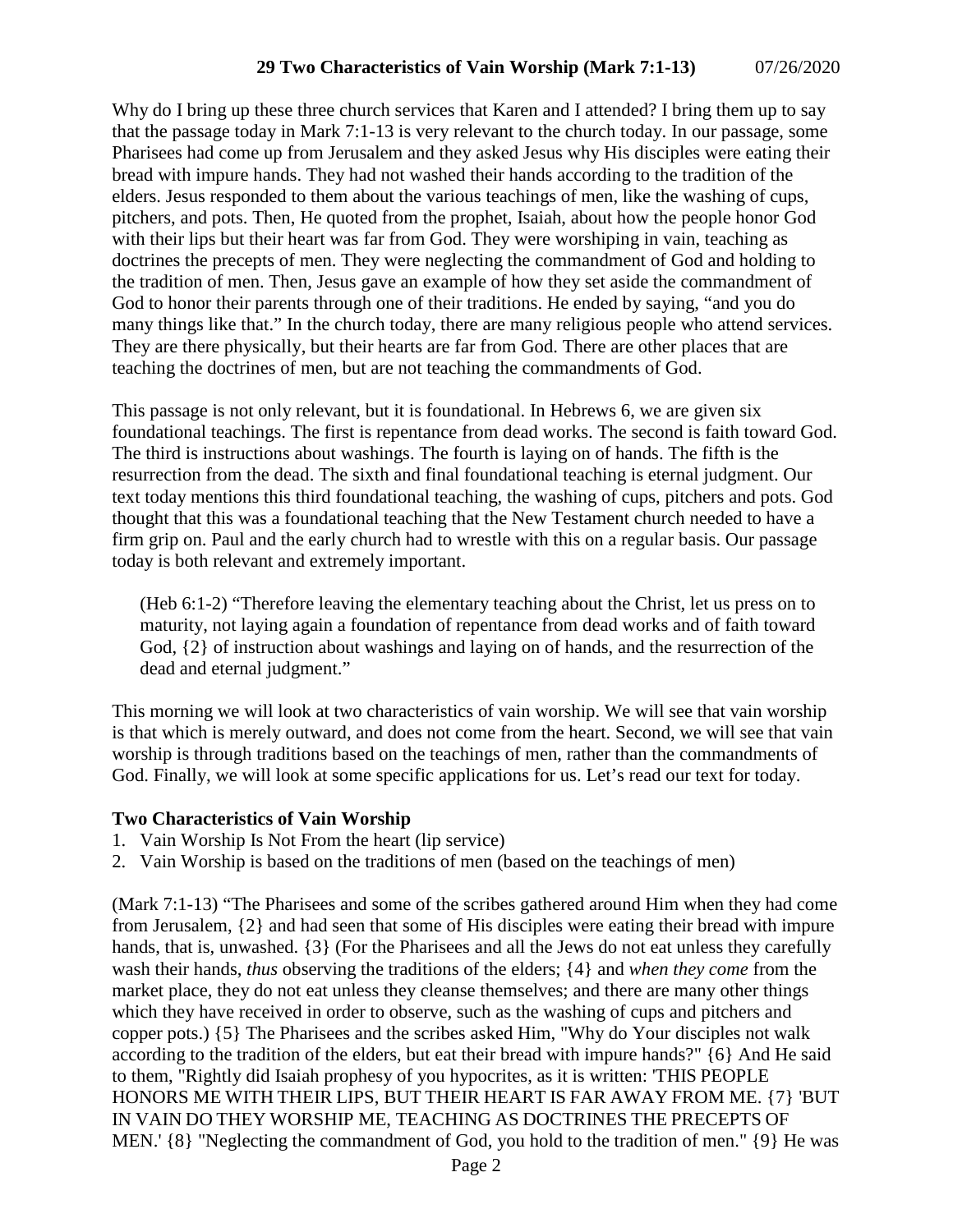Why do I bring up these three church services that Karen and I attended? I bring them up to say that the passage today in Mark 7:1-13 is very relevant to the church today. In our passage, some Pharisees had come up from Jerusalem and they asked Jesus why His disciples were eating their bread with impure hands. They had not washed their hands according to the tradition of the elders. Jesus responded to them about the various teachings of men, like the washing of cups, pitchers, and pots. Then, He quoted from the prophet, Isaiah, about how the people honor God with their lips but their heart was far from God. They were worshiping in vain, teaching as doctrines the precepts of men. They were neglecting the commandment of God and holding to the tradition of men. Then, Jesus gave an example of how they set aside the commandment of God to honor their parents through one of their traditions. He ended by saying, "and you do many things like that." In the church today, there are many religious people who attend services. They are there physically, but their hearts are far from God. There are other places that are teaching the doctrines of men, but are not teaching the commandments of God.

This passage is not only relevant, but it is foundational. In Hebrews 6, we are given six foundational teachings. The first is repentance from dead works. The second is faith toward God. The third is instructions about washings. The fourth is laying on of hands. The fifth is the resurrection from the dead. The sixth and final foundational teaching is eternal judgment. Our text today mentions this third foundational teaching, the washing of cups, pitchers and pots. God thought that this was a foundational teaching that the New Testament church needed to have a firm grip on. Paul and the early church had to wrestle with this on a regular basis. Our passage today is both relevant and extremely important.

> (Heb 6:1-2) "Therefore leaving the elementary teaching about the Christ, let us press on to maturity, not laying again a foundation of repentance from dead works and of faith toward God, {2} of instruction about washings and laying on of hands, and the resurrection of the dead and eternal judgment."

This morning we will look at two characteristics of vain worship. We will see that vain worship is that which is merely outward, and does not come from the heart. Second, we will see that vain worship is through traditions based on the teachings of men, rather than the commandments of God. Finally, we will look at some specific applications for us. Let's read our text for today.

**Two Characteristics of Vain Worship**

1. Vain Worship Is Not From the heart (lip service)
2. Vain Worship is based on the traditions of men (based on the teachings of men)

(Mark 7:1-13) "The Pharisees and some of the scribes gathered around Him when they had come from Jerusalem, {2} and had seen that some of His disciples were eating their bread with impure hands, that is, unwashed. {3} (For the Pharisees and all the Jews do not eat unless they carefully wash their hands, *thus* observing the traditions of the elders; {4} and *when they come* from the market place, they do not eat unless they cleanse themselves; and there are many other things which they have received in order to observe, such as the washing of cups and pitchers and copper pots.) {5} The Pharisees and the scribes asked Him, "Why do Your disciples not walk according to the tradition of the elders, but eat their bread with impure hands?" {6} And He said to them, "Rightly did Isaiah prophesy of you hypocrites, as it is written: 'THIS PEOPLE HONORS ME WITH THEIR LIPS, BUT THEIR HEART IS FAR AWAY FROM ME. {7} 'BUT IN VAIN DO THEY WORSHIP ME, TEACHING AS DOCTRINES THE PRECEPTS OF MEN.' {8} "Neglecting the commandment of God, you hold to the tradition of men." {9} He was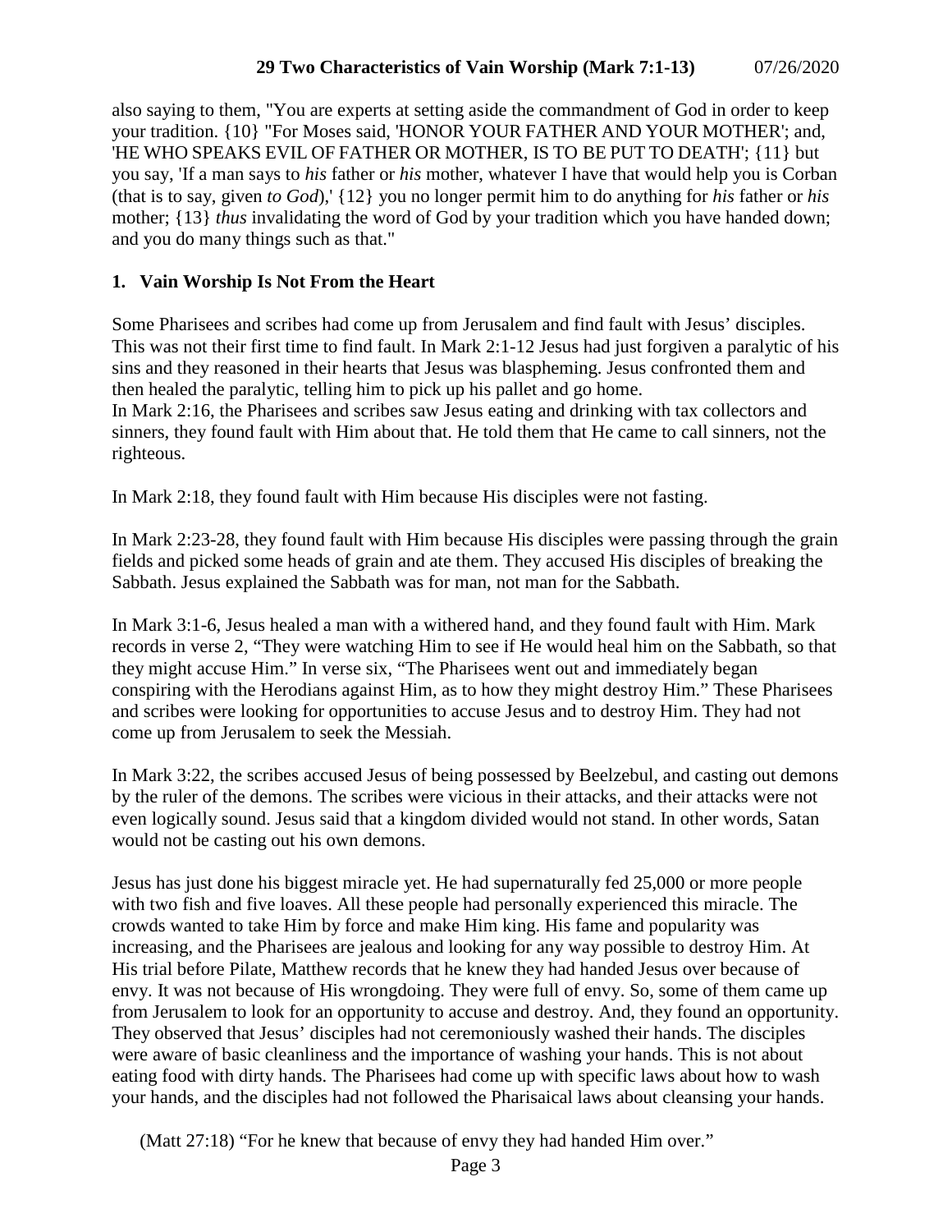also saying to them, "You are experts at setting aside the commandment of God in order to keep your tradition. {10} "For Moses said, 'HONOR YOUR FATHER AND YOUR MOTHER'; and, 'HE WHO SPEAKS EVIL OF FATHER OR MOTHER, IS TO BE PUT TO DEATH'; {11} but you say, 'If a man says to *his* father or *his* mother, whatever I have that would help you is Corban (that is to say, given *to God*),' {12} you no longer permit him to do anything for *his* father or *his* mother; {13} *thus* invalidating the word of God by your tradition which you have handed down; and you do many things such as that."

## 1. Vain Worship Is Not From the Heart

Some Pharisees and scribes had come up from Jerusalem and find fault with Jesus' disciples. This was not their first time to find fault. In Mark 2:1-12 Jesus had just forgiven a paralytic of his sins and they reasoned in their hearts that Jesus was blaspheming. Jesus confronted them and then healed the paralytic, telling him to pick up his pallet and go home.
In Mark 2:16, the Pharisees and scribes saw Jesus eating and drinking with tax collectors and sinners, they found fault with Him about that. He told them that He came to call sinners, not the righteous.

In Mark 2:18, they found fault with Him because His disciples were not fasting.

In Mark 2:23-28, they found fault with Him because His disciples were passing through the grain fields and picked some heads of grain and ate them. They accused His disciples of breaking the Sabbath. Jesus explained the Sabbath was for man, not man for the Sabbath.

In Mark 3:1-6, Jesus healed a man with a withered hand, and they found fault with Him. Mark records in verse 2, "They were watching Him to see if He would heal him on the Sabbath, so that they might accuse Him." In verse six, "The Pharisees went out and immediately began conspiring with the Herodians against Him, as to how they might destroy Him." These Pharisees and scribes were looking for opportunities to accuse Jesus and to destroy Him. They had not come up from Jerusalem to seek the Messiah.

In Mark 3:22, the scribes accused Jesus of being possessed by Beelzebul, and casting out demons by the ruler of the demons. The scribes were vicious in their attacks, and their attacks were not even logically sound. Jesus said that a kingdom divided would not stand. In other words, Satan would not be casting out his own demons.

Jesus has just done his biggest miracle yet. He had supernaturally fed 25,000 or more people with two fish and five loaves. All these people had personally experienced this miracle. The crowds wanted to take Him by force and make Him king. His fame and popularity was increasing, and the Pharisees are jealous and looking for any way possible to destroy Him. At His trial before Pilate, Matthew records that he knew they had handed Jesus over because of envy. It was not because of His wrongdoing. They were full of envy. So, some of them came up from Jerusalem to look for an opportunity to accuse and destroy. And, they found an opportunity. They observed that Jesus' disciples had not ceremoniously washed their hands. The disciples were aware of basic cleanliness and the importance of washing your hands. This is not about eating food with dirty hands. The Pharisees had come up with specific laws about how to wash your hands, and the disciples had not followed the Pharisaical laws about cleansing your hands.

(Matt 27:18) "For he knew that because of envy they had handed Him over."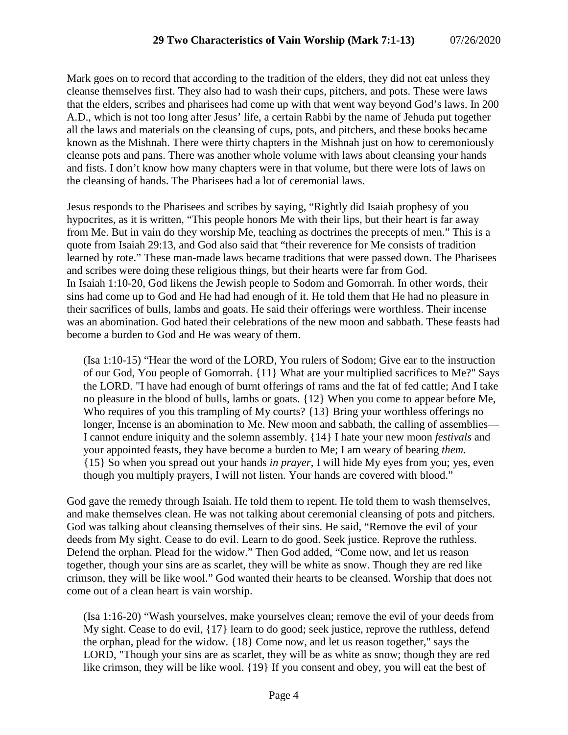Mark goes on to record that according to the tradition of the elders, they did not eat unless they cleanse themselves first. They also had to wash their cups, pitchers, and pots. These were laws that the elders, scribes and pharisees had come up with that went way beyond God's laws. In 200 A.D., which is not too long after Jesus' life, a certain Rabbi by the name of Jehuda put together all the laws and materials on the cleansing of cups, pots, and pitchers, and these books became known as the Mishnah. There were thirty chapters in the Mishnah just on how to ceremoniously cleanse pots and pans. There was another whole volume with laws about cleansing your hands and fists. I don't know how many chapters were in that volume, but there were lots of laws on the cleansing of hands. The Pharisees had a lot of ceremonial laws.

Jesus responds to the Pharisees and scribes by saying, "Rightly did Isaiah prophesy of you hypocrites, as it is written, "This people honors Me with their lips, but their heart is far away from Me. But in vain do they worship Me, teaching as doctrines the precepts of men." This is a quote from Isaiah 29:13, and God also said that "their reverence for Me consists of tradition learned by rote." These man-made laws became traditions that were passed down. The Pharisees and scribes were doing these religious things, but their hearts were far from God.
In Isaiah 1:10-20, God likens the Jewish people to Sodom and Gomorrah. In other words, their sins had come up to God and He had had enough of it. He told them that He had no pleasure in their sacrifices of bulls, lambs and goats. He said their offerings were worthless. Their incense was an abomination. God hated their celebrations of the new moon and sabbath. These feasts had become a burden to God and He was weary of them.

> (Isa 1:10-15) "Hear the word of the LORD, You rulers of Sodom; Give ear to the instruction of our God, You people of Gomorrah. {11} What are your multiplied sacrifices to Me?" Says the LORD. "I have had enough of burnt offerings of rams and the fat of fed cattle; And I take no pleasure in the blood of bulls, lambs or goats. {12} When you come to appear before Me, Who requires of you this trampling of My courts? {13} Bring your worthless offerings no longer, Incense is an abomination to Me. New moon and sabbath, the calling of assemblies— I cannot endure iniquity and the solemn assembly. {14} I hate your new moon *festivals* and your appointed feasts, they have become a burden to Me; I am weary of bearing *them.* {15} So when you spread out your hands *in prayer*, I will hide My eyes from you; yes, even though you multiply prayers, I will not listen. Your hands are covered with blood."

God gave the remedy through Isaiah. He told them to repent. He told them to wash themselves, and make themselves clean. He was not talking about ceremonial cleansing of pots and pitchers. God was talking about cleansing themselves of their sins. He said, "Remove the evil of your deeds from My sight. Cease to do evil. Learn to do good. Seek justice. Reprove the ruthless. Defend the orphan. Plead for the widow." Then God added, "Come now, and let us reason together, though your sins are as scarlet, they will be white as snow. Though they are red like crimson, they will be like wool." God wanted their hearts to be cleansed. Worship that does not come out of a clean heart is vain worship.

> (Isa 1:16-20) "Wash yourselves, make yourselves clean; remove the evil of your deeds from My sight. Cease to do evil, {17} learn to do good; seek justice, reprove the ruthless, defend the orphan, plead for the widow. {18} Come now, and let us reason together," says the LORD, "Though your sins are as scarlet, they will be as white as snow; though they are red like crimson, they will be like wool. {19} If you consent and obey, you will eat the best of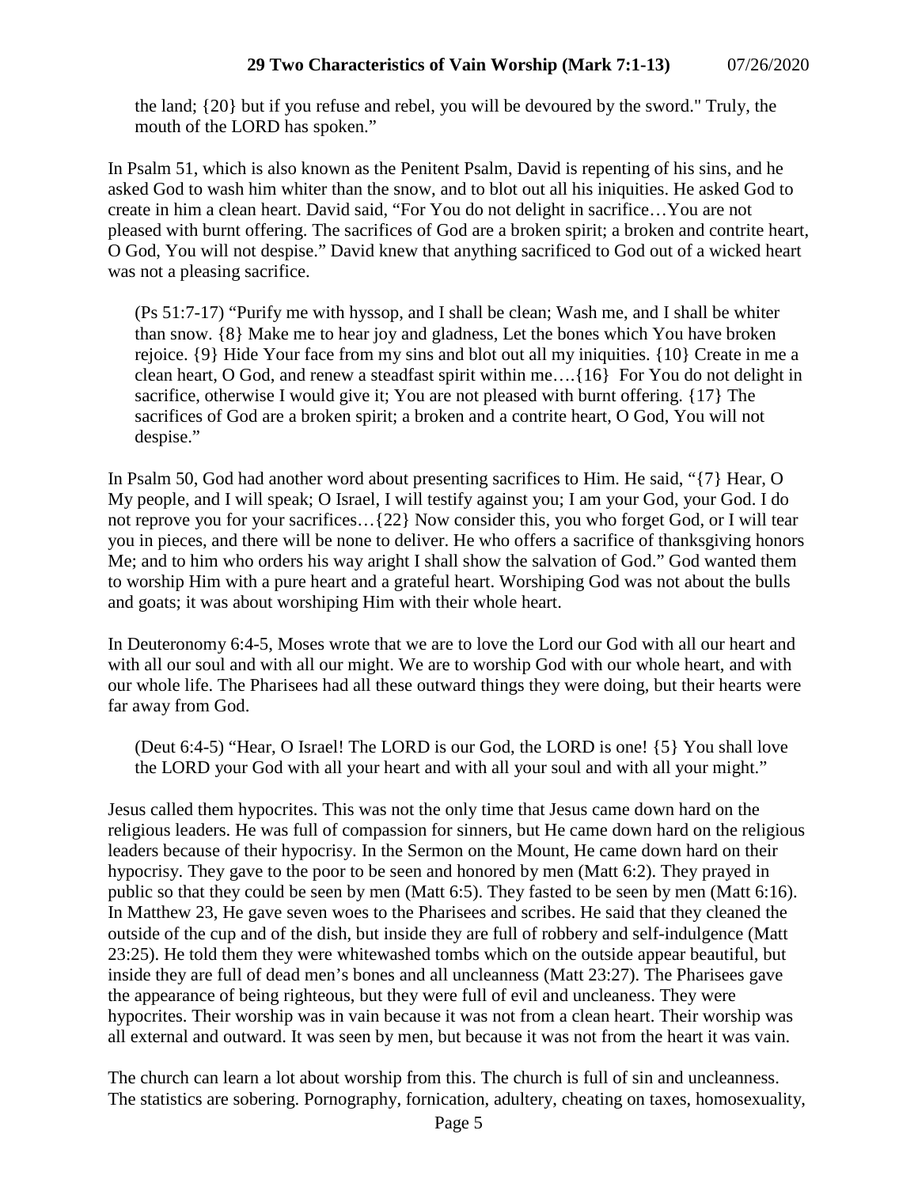the land; {20} but if you refuse and rebel, you will be devoured by the sword." Truly, the mouth of the LORD has spoken."

In Psalm 51, which is also known as the Penitent Psalm, David is repenting of his sins, and he asked God to wash him whiter than the snow, and to blot out all his iniquities. He asked God to create in him a clean heart. David said, "For You do not delight in sacrifice…You are not pleased with burnt offering. The sacrifices of God are a broken spirit; a broken and contrite heart, O God, You will not despise." David knew that anything sacrificed to God out of a wicked heart was not a pleasing sacrifice.

> (Ps 51:7-17) "Purify me with hyssop, and I shall be clean; Wash me, and I shall be whiter than snow. {8} Make me to hear joy and gladness, Let the bones which You have broken rejoice. {9} Hide Your face from my sins and blot out all my iniquities. {10} Create in me a clean heart, O God, and renew a steadfast spirit within me….{16} For You do not delight in sacrifice, otherwise I would give it; You are not pleased with burnt offering. {17} The sacrifices of God are a broken spirit; a broken and a contrite heart, O God, You will not despise."

In Psalm 50, God had another word about presenting sacrifices to Him. He said, "{7} Hear, O My people, and I will speak; O Israel, I will testify against you; I am your God, your God. I do not reprove you for your sacrifices…{22} Now consider this, you who forget God, or I will tear you in pieces, and there will be none to deliver. He who offers a sacrifice of thanksgiving honors Me; and to him who orders his way aright I shall show the salvation of God." God wanted them to worship Him with a pure heart and a grateful heart. Worshiping God was not about the bulls and goats; it was about worshiping Him with their whole heart.

In Deuteronomy 6:4-5, Moses wrote that we are to love the Lord our God with all our heart and with all our soul and with all our might. We are to worship God with our whole heart, and with our whole life. The Pharisees had all these outward things they were doing, but their hearts were far away from God.

> (Deut 6:4-5) "Hear, O Israel! The LORD is our God, the LORD is one! {5} You shall love the LORD your God with all your heart and with all your soul and with all your might."

Jesus called them hypocrites. This was not the only time that Jesus came down hard on the religious leaders. He was full of compassion for sinners, but He came down hard on the religious leaders because of their hypocrisy. In the Sermon on the Mount, He came down hard on their hypocrisy. They gave to the poor to be seen and honored by men (Matt 6:2). They prayed in public so that they could be seen by men (Matt 6:5). They fasted to be seen by men (Matt 6:16). In Matthew 23, He gave seven woes to the Pharisees and scribes. He said that they cleaned the outside of the cup and of the dish, but inside they are full of robbery and self-indulgence (Matt 23:25). He told them they were whitewashed tombs which on the outside appear beautiful, but inside they are full of dead men's bones and all uncleanness (Matt 23:27). The Pharisees gave the appearance of being righteous, but they were full of evil and uncleaness. They were hypocrites. Their worship was in vain because it was not from a clean heart. Their worship was all external and outward. It was seen by men, but because it was not from the heart it was vain.

The church can learn a lot about worship from this. The church is full of sin and uncleanness. The statistics are sobering. Pornography, fornication, adultery, cheating on taxes, homosexuality,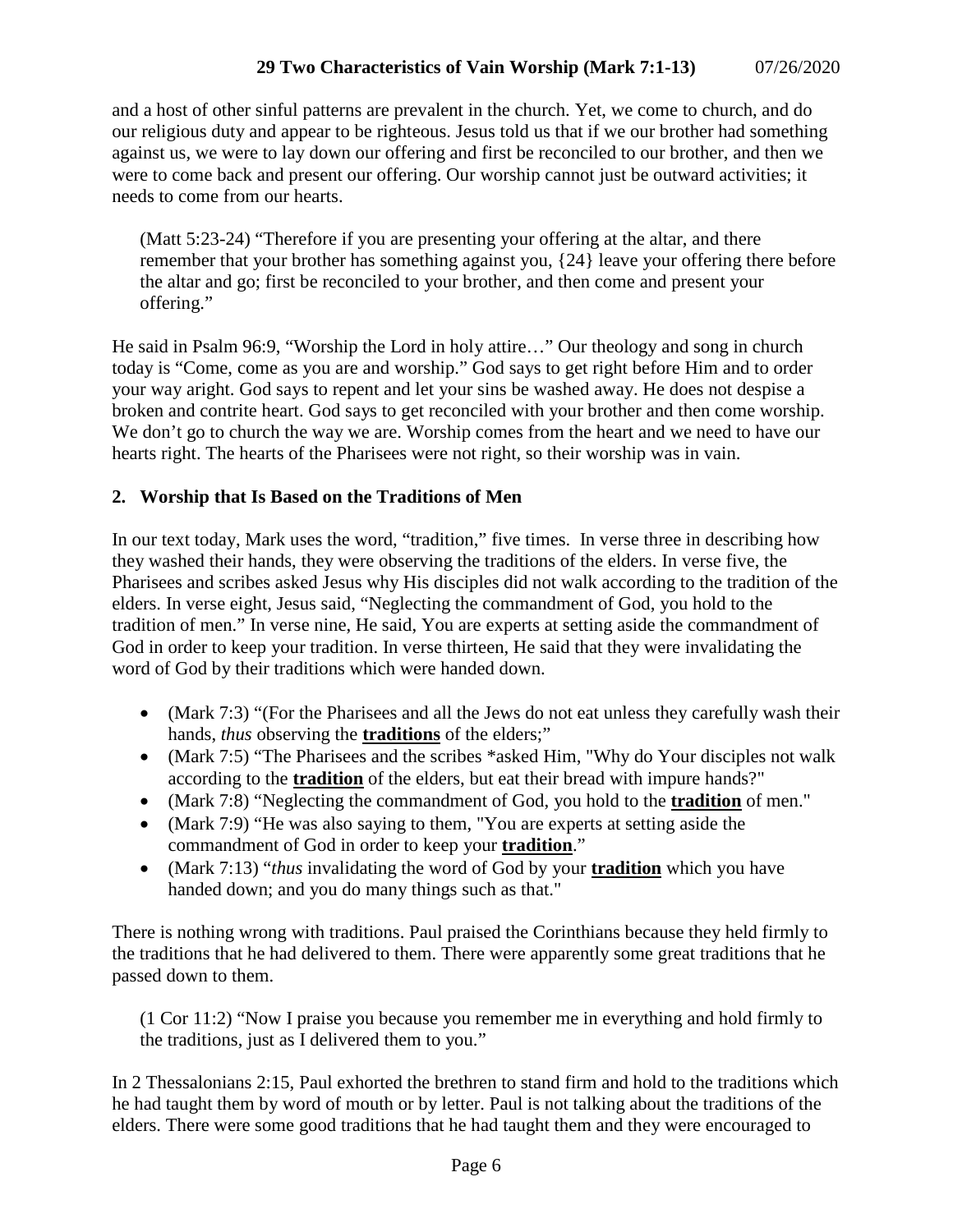and a host of other sinful patterns are prevalent in the church. Yet, we come to church, and do our religious duty and appear to be righteous. Jesus told us that if we our brother had something against us, we were to lay down our offering and first be reconciled to our brother, and then we were to come back and present our offering. Our worship cannot just be outward activities; it needs to come from our hearts.

> (Matt 5:23-24) "Therefore if you are presenting your offering at the altar, and there remember that your brother has something against you, {24} leave your offering there before the altar and go; first be reconciled to your brother, and then come and present your offering."

He said in Psalm 96:9, "Worship the Lord in holy attire…" Our theology and song in church today is "Come, come as you are and worship." God says to get right before Him and to order your way aright. God says to repent and let your sins be washed away. He does not despise a broken and contrite heart. God says to get reconciled with your brother and then come worship. We don't go to church the way we are. Worship comes from the heart and we need to have our hearts right. The hearts of the Pharisees were not right, so their worship was in vain.

### 2. Worship that Is Based on the Traditions of Men

In our text today, Mark uses the word, "tradition," five times. In verse three in describing how they washed their hands, they were observing the traditions of the elders. In verse five, the Pharisees and scribes asked Jesus why His disciples did not walk according to the tradition of the elders. In verse eight, Jesus said, "Neglecting the commandment of God, you hold to the tradition of men." In verse nine, He said, You are experts at setting aside the commandment of God in order to keep your tradition. In verse thirteen, He said that they were invalidating the word of God by their traditions which were handed down.

- (Mark 7:3) "(For the Pharisees and all the Jews do not eat unless they carefully wash their hands, *thus* observing the **traditions** of the elders;"
- (Mark 7:5) "The Pharisees and the scribes *asked Him, "Why do Your disciples not walk according to the **tradition** of the elders, but eat their bread with impure hands?"
- (Mark 7:8) "Neglecting the commandment of God, you hold to the **tradition** of men."
- (Mark 7:9) "He was also saying to them, "You are experts at setting aside the commandment of God in order to keep your **tradition**."
- (Mark 7:13) "*thus* invalidating the word of God by your **tradition** which you have handed down; and you do many things such as that."

There is nothing wrong with traditions. Paul praised the Corinthians because they held firmly to the traditions that he had delivered to them. There were apparently some great traditions that he passed down to them.

> (1 Cor 11:2) "Now I praise you because you remember me in everything and hold firmly to the traditions, just as I delivered them to you."

In 2 Thessalonians 2:15, Paul exhorted the brethren to stand firm and hold to the traditions which he had taught them by word of mouth or by letter. Paul is not talking about the traditions of the elders. There were some good traditions that he had taught them and they were encouraged to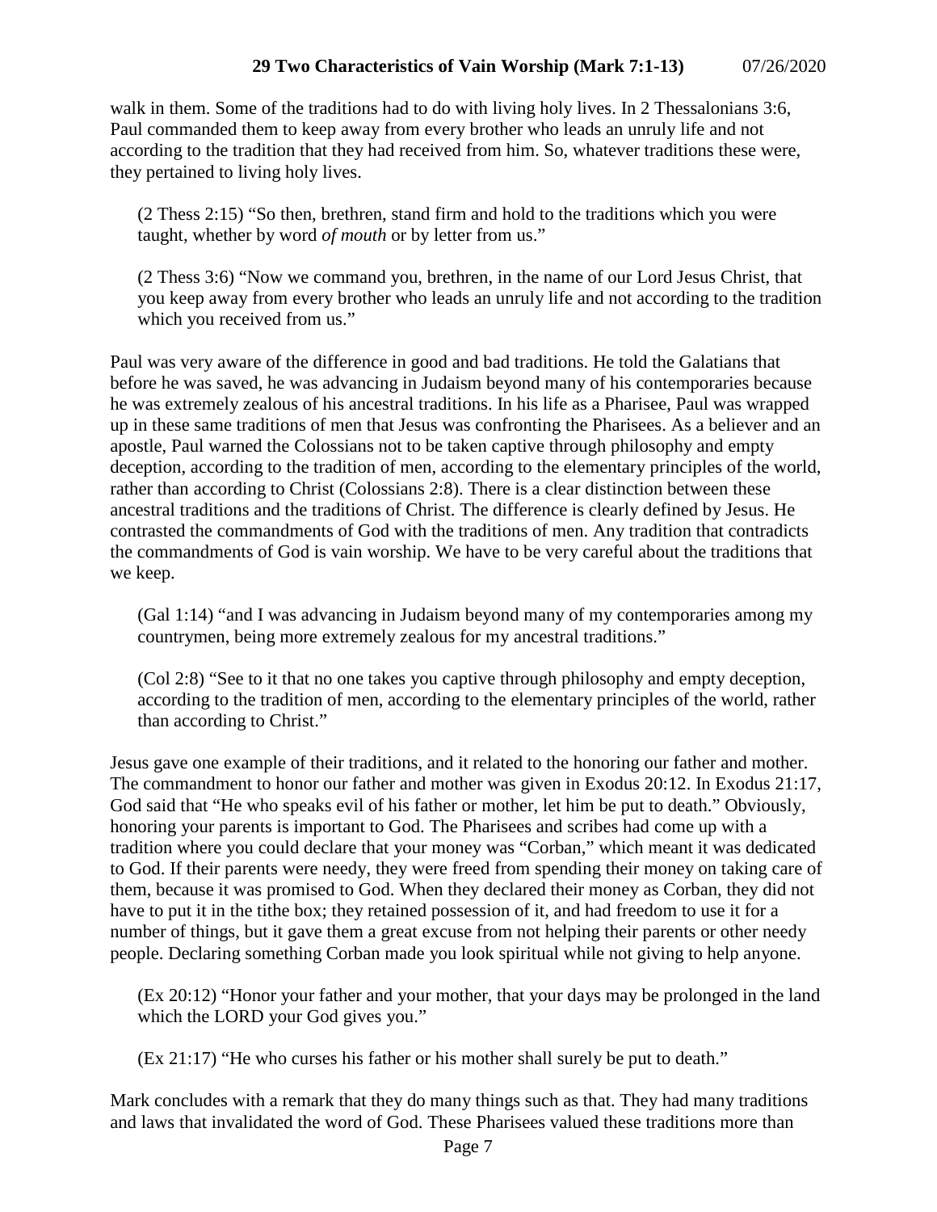walk in them. Some of the traditions had to do with living holy lives. In 2 Thessalonians 3:6, Paul commanded them to keep away from every brother who leads an unruly life and not according to the tradition that they had received from him. So, whatever traditions these were, they pertained to living holy lives.

> (2 Thess 2:15) "So then, brethren, stand firm and hold to the traditions which you were taught, whether by word *of mouth* or by letter from us."

> (2 Thess 3:6) "Now we command you, brethren, in the name of our Lord Jesus Christ, that you keep away from every brother who leads an unruly life and not according to the tradition which you received from us."

Paul was very aware of the difference in good and bad traditions. He told the Galatians that before he was saved, he was advancing in Judaism beyond many of his contemporaries because he was extremely zealous of his ancestral traditions. In his life as a Pharisee, Paul was wrapped up in these same traditions of men that Jesus was confronting the Pharisees. As a believer and an apostle, Paul warned the Colossians not to be taken captive through philosophy and empty deception, according to the tradition of men, according to the elementary principles of the world, rather than according to Christ (Colossians 2:8). There is a clear distinction between these ancestral traditions and the traditions of Christ. The difference is clearly defined by Jesus. He contrasted the commandments of God with the traditions of men. Any tradition that contradicts the commandments of God is vain worship. We have to be very careful about the traditions that we keep.

> (Gal 1:14) "and I was advancing in Judaism beyond many of my contemporaries among my countrymen, being more extremely zealous for my ancestral traditions."

> (Col 2:8) "See to it that no one takes you captive through philosophy and empty deception, according to the tradition of men, according to the elementary principles of the world, rather than according to Christ."

Jesus gave one example of their traditions, and it related to the honoring our father and mother. The commandment to honor our father and mother was given in Exodus 20:12. In Exodus 21:17, God said that "He who speaks evil of his father or mother, let him be put to death." Obviously, honoring your parents is important to God. The Pharisees and scribes had come up with a tradition where you could declare that your money was "Corban," which meant it was dedicated to God. If their parents were needy, they were freed from spending their money on taking care of them, because it was promised to God. When they declared their money as Corban, they did not have to put it in the tithe box; they retained possession of it, and had freedom to use it for a number of things, but it gave them a great excuse from not helping their parents or other needy people. Declaring something Corban made you look spiritual while not giving to help anyone.

> (Ex 20:12) "Honor your father and your mother, that your days may be prolonged in the land which the LORD your God gives you."

> (Ex 21:17) "He who curses his father or his mother shall surely be put to death."

Mark concludes with a remark that they do many things such as that. They had many traditions and laws that invalidated the word of God. These Pharisees valued these traditions more than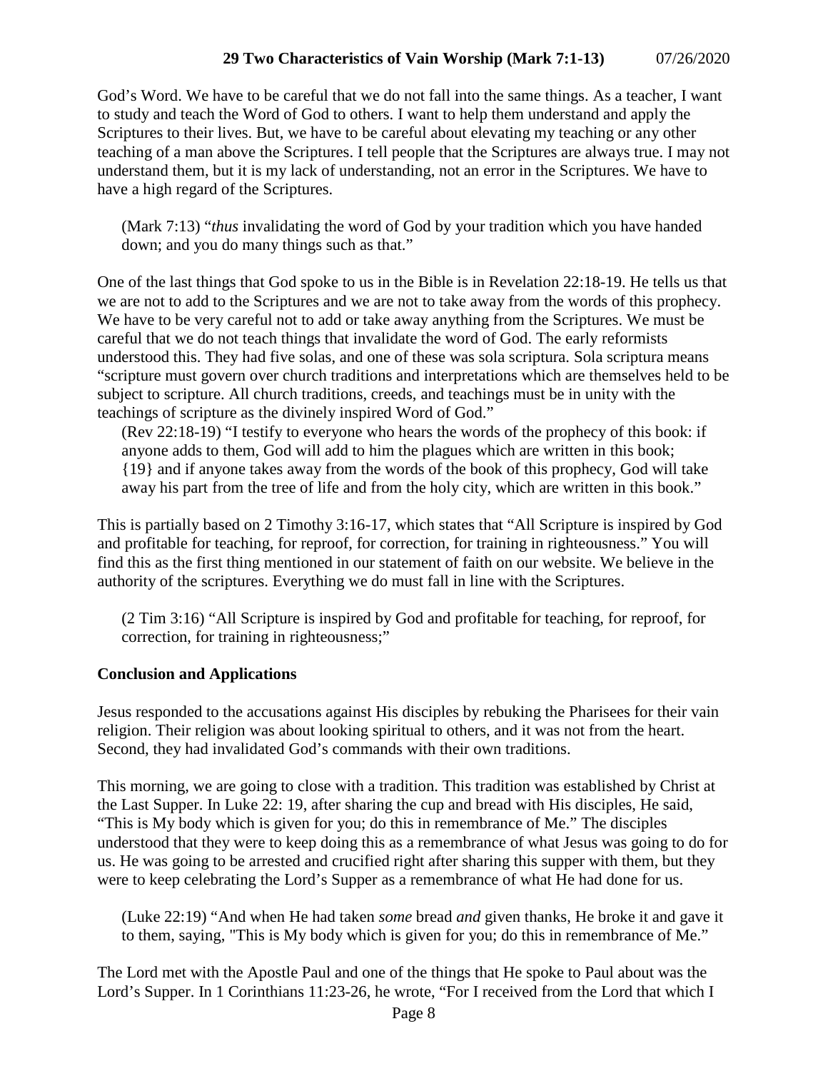God's Word. We have to be careful that we do not fall into the same things. As a teacher, I want to study and teach the Word of God to others. I want to help them understand and apply the Scriptures to their lives. But, we have to be careful about elevating my teaching or any other teaching of a man above the Scriptures. I tell people that the Scriptures are always true. I may not understand them, but it is my lack of understanding, not an error in the Scriptures. We have to have a high regard of the Scriptures.

> (Mark 7:13) "*thus* invalidating the word of God by your tradition which you have handed down; and you do many things such as that."

One of the last things that God spoke to us in the Bible is in Revelation 22:18-19. He tells us that we are not to add to the Scriptures and we are not to take away from the words of this prophecy. We have to be very careful not to add or take away anything from the Scriptures. We must be careful that we do not teach things that invalidate the word of God. The early reformists understood this. They had five solas, and one of these was sola scriptura. Sola scriptura means "scripture must govern over church traditions and interpretations which are themselves held to be subject to scripture. All church traditions, creeds, and teachings must be in unity with the teachings of scripture as the divinely inspired Word of God."

> (Rev 22:18-19) "I testify to everyone who hears the words of the prophecy of this book: if anyone adds to them, God will add to him the plagues which are written in this book; {19} and if anyone takes away from the words of the book of this prophecy, God will take away his part from the tree of life and from the holy city, which are written in this book."

This is partially based on 2 Timothy 3:16-17, which states that "All Scripture is inspired by God and profitable for teaching, for reproof, for correction, for training in righteousness." You will find this as the first thing mentioned in our statement of faith on our website. We believe in the authority of the scriptures. Everything we do must fall in line with the Scriptures.

> (2 Tim 3:16) "All Scripture is inspired by God and profitable for teaching, for reproof, for correction, for training in righteousness;"

**Conclusion and Applications**

Jesus responded to the accusations against His disciples by rebuking the Pharisees for their vain religion. Their religion was about looking spiritual to others, and it was not from the heart. Second, they had invalidated God's commands with their own traditions.

This morning, we are going to close with a tradition. This tradition was established by Christ at the Last Supper. In Luke 22: 19, after sharing the cup and bread with His disciples, He said, "This is My body which is given for you; do this in remembrance of Me." The disciples understood that they were to keep doing this as a remembrance of what Jesus was going to do for us. He was going to be arrested and crucified right after sharing this supper with them, but they were to keep celebrating the Lord's Supper as a remembrance of what He had done for us.

> (Luke 22:19) "And when He had taken *some* bread *and* given thanks, He broke it and gave it to them, saying, "This is My body which is given for you; do this in remembrance of Me."

The Lord met with the Apostle Paul and one of the things that He spoke to Paul about was the Lord's Supper. In 1 Corinthians 11:23-26, he wrote, "For I received from the Lord that which I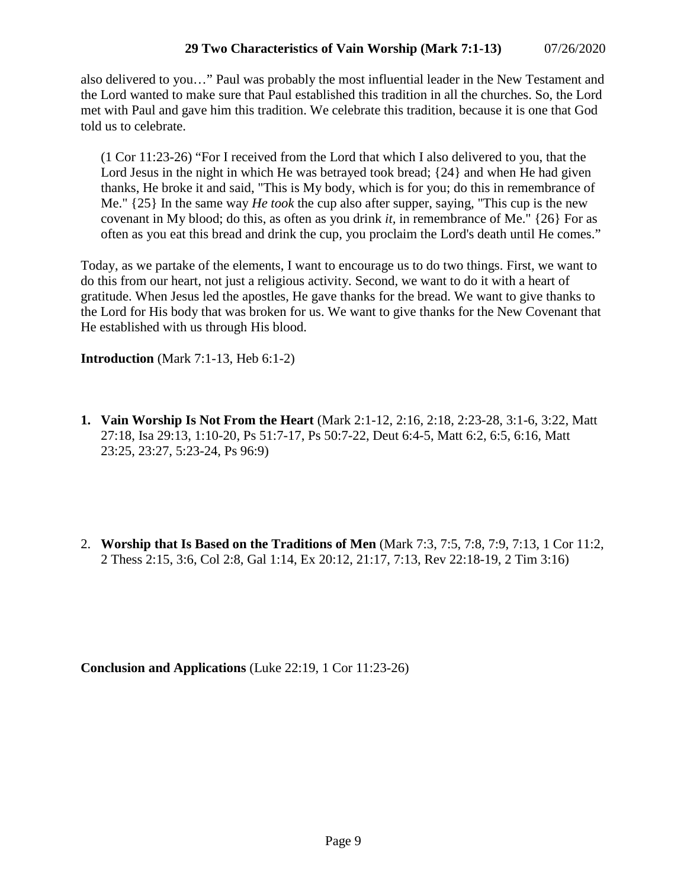also delivered to you…" Paul was probably the most influential leader in the New Testament and the Lord wanted to make sure that Paul established this tradition in all the churches. So, the Lord met with Paul and gave him this tradition. We celebrate this tradition, because it is one that God told us to celebrate.

> (1 Cor 11:23-26) "For I received from the Lord that which I also delivered to you, that the Lord Jesus in the night in which He was betrayed took bread; {24} and when He had given thanks, He broke it and said, "This is My body, which is for you; do this in remembrance of Me." {25} In the same way *He took* the cup also after supper, saying, "This cup is the new covenant in My blood; do this, as often as you drink *it*, in remembrance of Me." {26} For as often as you eat this bread and drink the cup, you proclaim the Lord's death until He comes."

Today, as we partake of the elements, I want to encourage us to do two things. First, we want to do this from our heart, not just a religious activity. Second, we want to do it with a heart of gratitude. When Jesus led the apostles, He gave thanks for the bread. We want to give thanks to the Lord for His body that was broken for us. We want to give thanks for the New Covenant that He established with us through His blood.

**Introduction** (Mark 7:1-13, Heb 6:1-2)

1. **Vain Worship Is Not From the Heart** (Mark 2:1-12, 2:16, 2:18, 2:23-28, 3:1-6, 3:22, Matt 27:18, Isa 29:13, 1:10-20, Ps 51:7-17, Ps 50:7-22, Deut 6:4-5, Matt 6:2, 6:5, 6:16, Matt 23:25, 23:27, 5:23-24, Ps 96:9)

2. **Worship that Is Based on the Traditions of Men** (Mark 7:3, 7:5, 7:8, 7:9, 7:13, 1 Cor 11:2, 2 Thess 2:15, 3:6, Col 2:8, Gal 1:14, Ex 20:12, 21:17, 7:13, Rev 22:18-19, 2 Tim 3:16)

**Conclusion and Applications** (Luke 22:19, 1 Cor 11:23-26)